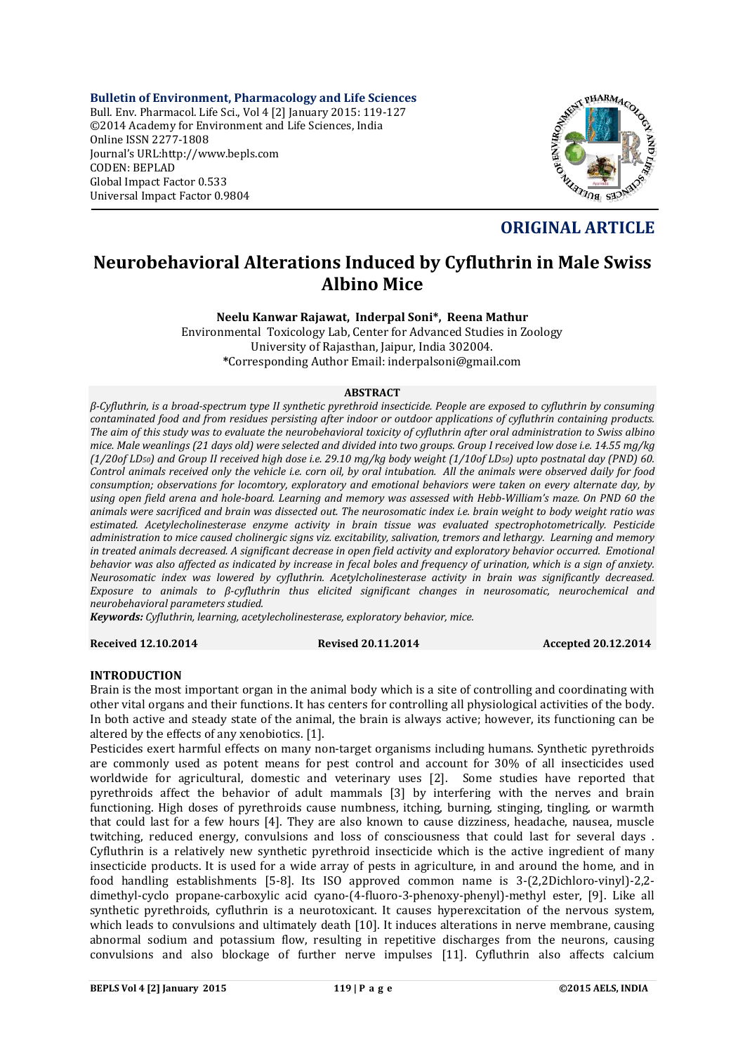**Bulletin of Environment, Pharmacology and Life Sciences**
Bull. Env. Pharmacol. Life Sci., Vol 4 [2] January 2015: 119-127
©2014 Academy for Environment and Life Sciences, India
Online ISSN 2277-1808
Journal's URL:http://www.bepls.com
CODEN: BEPLAD
Global Impact Factor 0.533
Universal Impact Factor 0.9804

## ORIGINAL ARTICLE

# Neurobehavioral Alterations Induced by Cyfluthrin in Male Swiss Albino Mice

**Neelu Kanwar Rajawat, Inderpal Soni\*, Reena Mathur**

Environmental Toxicology Lab, Center for Advanced Studies in Zoology
University of Rajasthan, Jaipur, India 302004.
**\***Corresponding Author Email: inderpalsoni@gmail.com

**ABSTRACT**

*β-Cyfluthrin, is a broad-spectrum type II synthetic pyrethroid insecticide. People are exposed to cyfluthrin by consuming contaminated food and from residues persisting after indoor or outdoor applications of cyfluthrin containing products. The aim of this study was to evaluate the neurobehavioral toxicity of cyfluthrin after oral administration to Swiss albino mice. Male weanlings (21 days old) were selected and divided into two groups. Group I received low dose i.e. 14.55 mg/kg (1/20of $LD_{50}$) and Group II received high dose i.e. 29.10 mg/kg body weight (1/10of $LD_{50}$) upto postnatal day (PND) 60. Control animals received only the vehicle i.e. corn oil, by oral intubation. All the animals were observed daily for food consumption; observations for locomtory, exploratory and emotional behaviors were taken on every alternate day, by using open field arena and hole-board. Learning and memory was assessed with Hebb-William's maze. On PND 60 the animals were sacrificed and brain was dissected out. The neurosomatic index i.e. brain weight to body weight ratio was estimated. Acetylecholinesterase enzyme activity in brain tissue was evaluated spectrophotometrically. Pesticide administration to mice caused cholinergic signs viz. excitability, salivation, tremors and lethargy. Learning and memory in treated animals decreased. A significant decrease in open field activity and exploratory behavior occurred. Emotional behavior was also affected as indicated by increase in fecal boles and frequency of urination, which is a sign of anxiety. Neurosomatic index was lowered by cyfluthrin. Acetylcholinesterase activity in brain was significantly decreased. Exposure to animals to β-cyfluthrin thus elicited significant changes in neurosomatic, neurochemical and neurobehavioral parameters studied.*

***Keywords:*** *Cyfluthrin, learning, acetylecholinesterase, exploratory behavior, mice.*

**Received 12.10.2014** **Revised 20.11.2014** **Accepted 20.12.2014**

## INTRODUCTION

Brain is the most important organ in the animal body which is a site of controlling and coordinating with other vital organs and their functions. It has centers for controlling all physiological activities of the body. In both active and steady state of the animal, the brain is always active; however, its functioning can be altered by the effects of any xenobiotics. [1].

Pesticides exert harmful effects on many non-target organisms including humans. Synthetic pyrethroids are commonly used as potent means for pest control and account for 30% of all insecticides used worldwide for agricultural, domestic and veterinary uses [2]. Some studies have reported that pyrethroids affect the behavior of adult mammals [3] by interfering with the nerves and brain functioning. High doses of pyrethroids cause numbness, itching, burning, stinging, tingling, or warmth that could last for a few hours [4]. They are also known to cause dizziness, headache, nausea, muscle twitching, reduced energy, convulsions and loss of consciousness that could last for several days . Cyfluthrin is a relatively new synthetic pyrethroid insecticide which is the active ingredient of many insecticide products. It is used for a wide array of pests in agriculture, in and around the home, and in food handling establishments [5-8]. Its ISO approved common name is 3-(2,2Dichloro-vinyl)-2,2-dimethyl-cyclo propane-carboxylic acid cyano-(4-fluoro-3-phenoxy-phenyl)-methyl ester, [9]. Like all synthetic pyrethroids, cyfluthrin is a neurotoxicant. It causes hyperexcitation of the nervous system, which leads to convulsions and ultimately death [10]. It induces alterations in nerve membrane, causing abnormal sodium and potassium flow, resulting in repetitive discharges from the neurons, causing convulsions and also blockage of further nerve impulses [11]. Cyfluthrin also affects calcium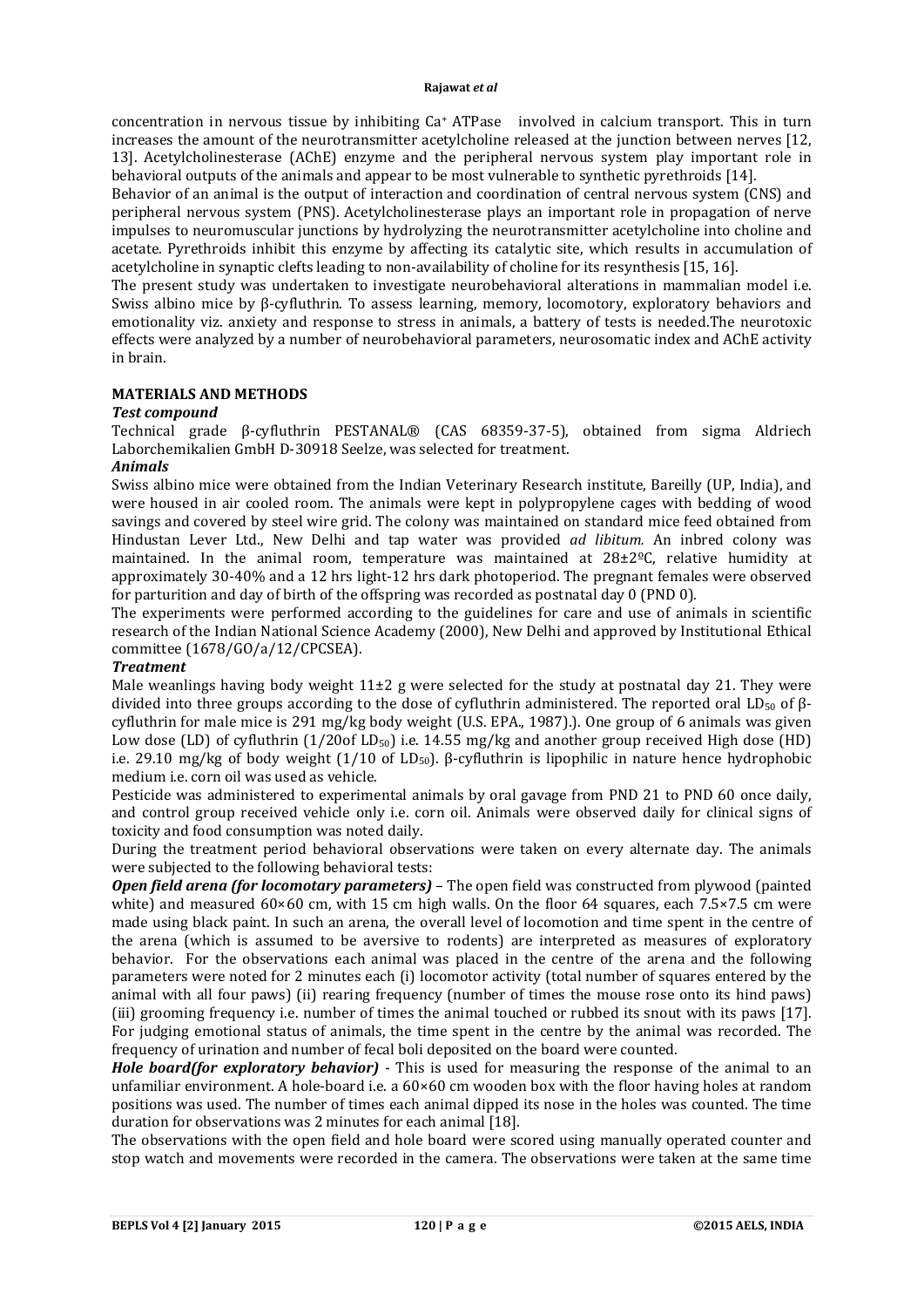concentration in nervous tissue by inhibiting $Ca^{+}$ ATPase involved in calcium transport. This in turn increases the amount of the neurotransmitter acetylcholine released at the junction between nerves [12, 13]. Acetylcholinesterase (AChE) enzyme and the peripheral nervous system play important role in behavioral outputs of the animals and appear to be most vulnerable to synthetic pyrethroids [14].

Behavior of an animal is the output of interaction and coordination of central nervous system (CNS) and peripheral nervous system (PNS). Acetylcholinesterase plays an important role in propagation of nerve impulses to neuromuscular junctions by hydrolyzing the neurotransmitter acetylcholine into choline and acetate. Pyrethroids inhibit this enzyme by affecting its catalytic site, which results in accumulation of acetylcholine in synaptic clefts leading to non-availability of choline for its resynthesis [15, 16].

The present study was undertaken to investigate neurobehavioral alterations in mammalian model i.e. Swiss albino mice by β-cyfluthrin. To assess learning, memory, locomotory, exploratory behaviors and emotionality viz. anxiety and response to stress in animals, a battery of tests is needed.The neurotoxic effects were analyzed by a number of neurobehavioral parameters, neurosomatic index and AChE activity in brain.

## MATERIALS AND METHODS

### *Test compound*

Technical grade β-cyfluthrin PESTANAL® (CAS 68359-37-5), obtained from sigma Aldriech Laborchemikalien GmbH D-30918 Seelze, was selected for treatment.

### *Animals*

Swiss albino mice were obtained from the Indian Veterinary Research institute, Bareilly (UP, India), and were housed in air cooled room. The animals were kept in polypropylene cages with bedding of wood savings and covered by steel wire grid. The colony was maintained on standard mice feed obtained from Hindustan Lever Ltd., New Delhi and tap water was provided *ad libitum.* An inbred colony was maintained. In the animal room, temperature was maintained at 28±2ºC, relative humidity at approximately 30-40% and a 12 hrs light-12 hrs dark photoperiod. The pregnant females were observed for parturition and day of birth of the offspring was recorded as postnatal day 0 (PND 0).

The experiments were performed according to the guidelines for care and use of animals in scientific research of the Indian National Science Academy (2000), New Delhi and approved by Institutional Ethical committee (1678/GO/a/12/CPCSEA).

### *Treatment*

Male weanlings having body weight 11±2 g were selected for the study at postnatal day 21. They were divided into three groups according to the dose of cyfluthrin administered. The reported oral $LD_{50}$ of β-cyfluthrin for male mice is 291 mg/kg body weight (U.S. EPA., 1987).). One group of 6 animals was given Low dose (LD) of cyfluthrin (1/20of $LD_{50}$) i.e. 14.55 mg/kg and another group received High dose (HD) i.e. 29.10 mg/kg of body weight (1/10 of $LD_{50}$). β-cyfluthrin is lipophilic in nature hence hydrophobic medium i.e. corn oil was used as vehicle.

Pesticide was administered to experimental animals by oral gavage from PND 21 to PND 60 once daily, and control group received vehicle only i.e. corn oil. Animals were observed daily for clinical signs of toxicity and food consumption was noted daily.

During the treatment period behavioral observations were taken on every alternate day. The animals were subjected to the following behavioral tests:

***Open field arena (for locomotary parameters)*** – The open field was constructed from plywood (painted white) and measured 60×60 cm, with 15 cm high walls. On the floor 64 squares, each 7.5×7.5 cm were made using black paint. In such an arena, the overall level of locomotion and time spent in the centre of the arena (which is assumed to be aversive to rodents) are interpreted as measures of exploratory behavior. For the observations each animal was placed in the centre of the arena and the following parameters were noted for 2 minutes each (i) locomotor activity (total number of squares entered by the animal with all four paws) (ii) rearing frequency (number of times the mouse rose onto its hind paws) (iii) grooming frequency i.e. number of times the animal touched or rubbed its snout with its paws [17]. For judging emotional status of animals, the time spent in the centre by the animal was recorded. The frequency of urination and number of fecal boli deposited on the board were counted.

***Hole board(for exploratory behavior)*** - This is used for measuring the response of the animal to an unfamiliar environment. A hole-board i.e. a 60×60 cm wooden box with the floor having holes at random positions was used. The number of times each animal dipped its nose in the holes was counted. The time duration for observations was 2 minutes for each animal [18].

The observations with the open field and hole board were scored using manually operated counter and stop watch and movements were recorded in the camera. The observations were taken at the same time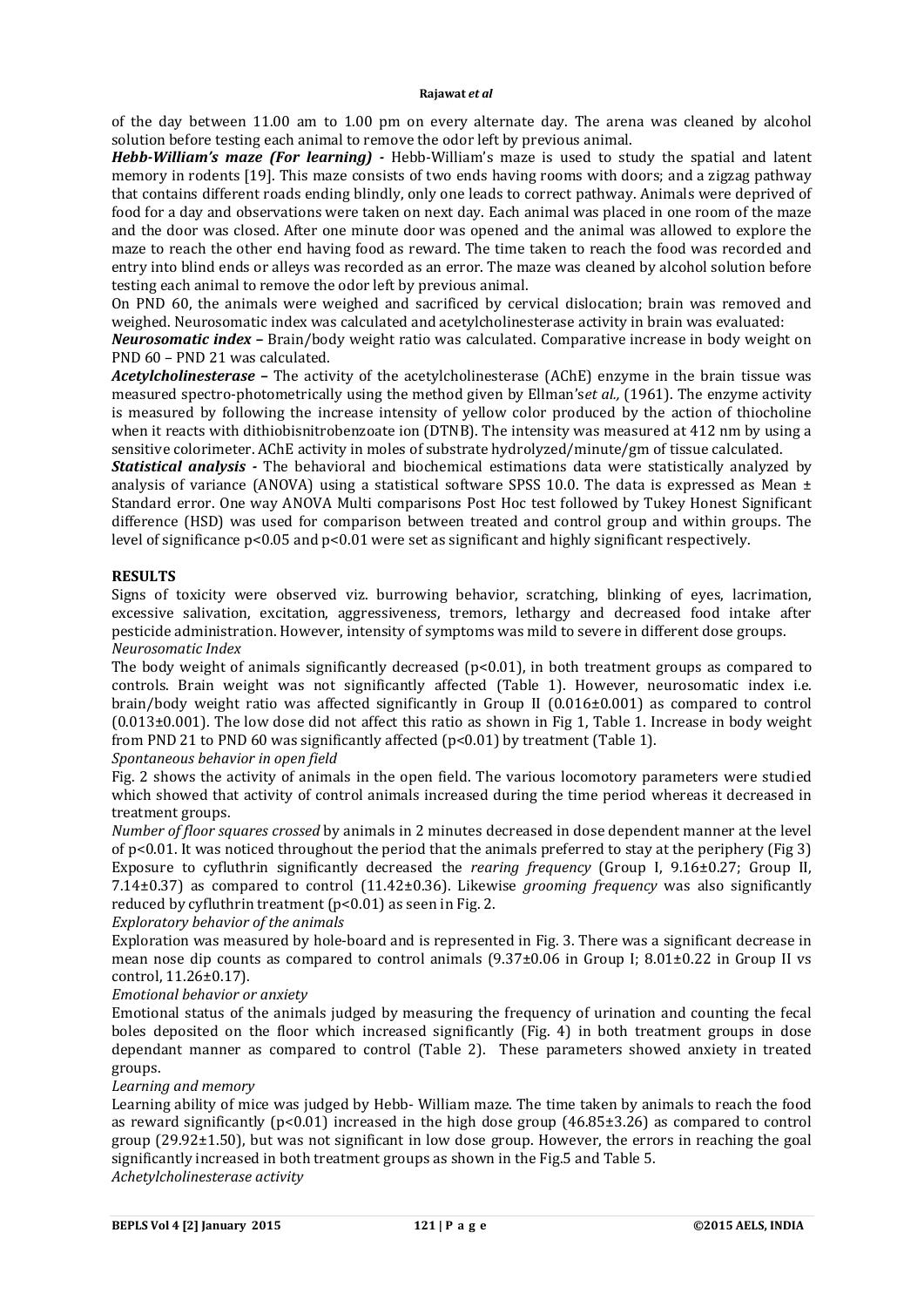of the day between 11.00 am to 1.00 pm on every alternate day. The arena was cleaned by alcohol solution before testing each animal to remove the odor left by previous animal.

***Hebb-William's maze (For learning) -*** Hebb-William's maze is used to study the spatial and latent memory in rodents [19]. This maze consists of two ends having rooms with doors; and a zigzag pathway that contains different roads ending blindly, only one leads to correct pathway. Animals were deprived of food for a day and observations were taken on next day. Each animal was placed in one room of the maze and the door was closed. After one minute door was opened and the animal was allowed to explore the maze to reach the other end having food as reward. The time taken to reach the food was recorded and entry into blind ends or alleys was recorded as an error. The maze was cleaned by alcohol solution before testing each animal to remove the odor left by previous animal.

On PND 60, the animals were weighed and sacrificed by cervical dislocation; brain was removed and weighed. Neurosomatic index was calculated and acetylcholinesterase activity in brain was evaluated:

***Neurosomatic index –*** Brain/body weight ratio was calculated. Comparative increase in body weight on PND 60 – PND 21 was calculated.

***Acetylcholinesterase –*** The activity of the acetylcholinesterase (AChE) enzyme in the brain tissue was measured spectro-photometrically using the method given by Ellman's*et al.,* (1961). The enzyme activity is measured by following the increase intensity of yellow color produced by the action of thiocholine when it reacts with dithiobisnitrobenzoate ion (DTNB). The intensity was measured at 412 nm by using a sensitive colorimeter. AChE activity in moles of substrate hydrolyzed/minute/gm of tissue calculated.

***Statistical analysis -*** The behavioral and biochemical estimations data were statistically analyzed by analysis of variance (ANOVA) using a statistical software SPSS 10.0. The data is expressed as Mean ± Standard error. One way ANOVA Multi comparisons Post Hoc test followed by Tukey Honest Significant difference (HSD) was used for comparison between treated and control group and within groups. The level of significance $p<0.05$ and $p<0.01$ were set as significant and highly significant respectively.

## RESULTS

Signs of toxicity were observed viz. burrowing behavior, scratching, blinking of eyes, lacrimation, excessive salivation, excitation, aggressiveness, tremors, lethargy and decreased food intake after pesticide administration. However, intensity of symptoms was mild to severe in different dose groups.

*Neurosomatic Index*

The body weight of animals significantly decreased ($p<0.01$), in both treatment groups as compared to controls. Brain weight was not significantly affected (Table 1). However, neurosomatic index i.e. brain/body weight ratio was affected significantly in Group II (0.016±0.001) as compared to control (0.013±0.001). The low dose did not affect this ratio as shown in Fig 1, Table 1. Increase in body weight from PND 21 to PND 60 was significantly affected ($p<0.01$) by treatment (Table 1).

*Spontaneous behavior in open field*

Fig. 2 shows the activity of animals in the open field. The various locomotory parameters were studied which showed that activity of control animals increased during the time period whereas it decreased in treatment groups.

*Number of floor squares crossed* by animals in 2 minutes decreased in dose dependent manner at the level of $p<0.01$. It was noticed throughout the period that the animals preferred to stay at the periphery (Fig 3) Exposure to cyfluthrin significantly decreased the *rearing frequency* (Group I, 9.16±0.27; Group II, 7.14±0.37) as compared to control (11.42±0.36). Likewise *grooming frequency* was also significantly reduced by cyfluthrin treatment ($p<0.01$) as seen in Fig. 2.

*Exploratory behavior of the animals*

Exploration was measured by hole-board and is represented in Fig. 3. There was a significant decrease in mean nose dip counts as compared to control animals (9.37±0.06 in Group I; 8.01±0.22 in Group II vs control, 11.26±0.17).

*Emotional behavior or anxiety*

Emotional status of the animals judged by measuring the frequency of urination and counting the fecal boles deposited on the floor which increased significantly (Fig. 4) in both treatment groups in dose dependant manner as compared to control (Table 2). These parameters showed anxiety in treated groups.

*Learning and memory*

Learning ability of mice was judged by Hebb- William maze. The time taken by animals to reach the food as reward significantly ($p<0.01$) increased in the high dose group (46.85±3.26) as compared to control group (29.92±1.50), but was not significant in low dose group. However, the errors in reaching the goal significantly increased in both treatment groups as shown in the Fig.5 and Table 5.

*Achetylcholinesterase activity*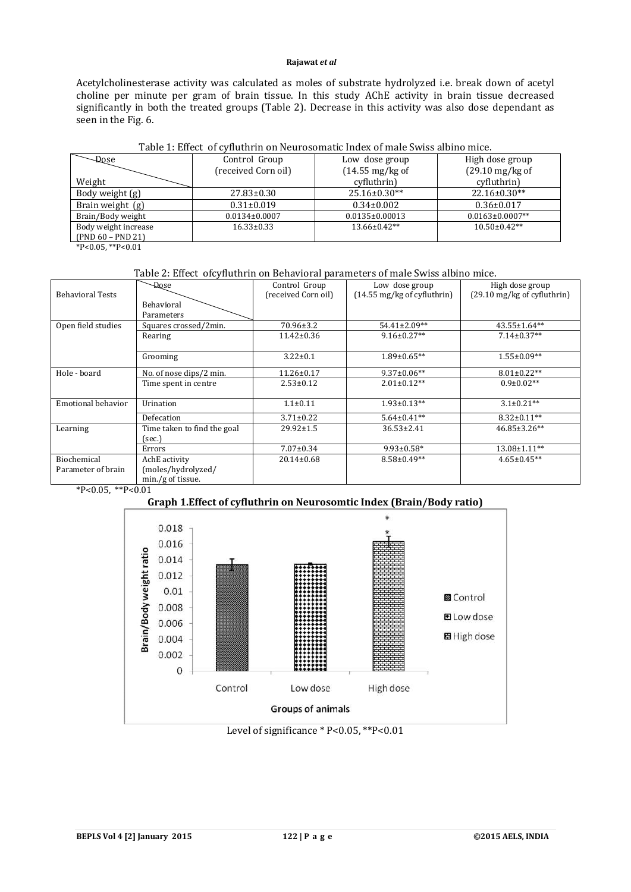Acetylcholinesterase activity was calculated as moles of substrate hydrolyzed i.e. break down of acetyl choline per minute per gram of brain tissue. In this study AChE activity in brain tissue decreased significantly in both the treated groups (Table 2). Decrease in this activity was also dose dependant as seen in the Fig. 6.

Table 1: Effect of cyfluthrin on Neurosomatic Index of male Swiss albino mice.

| Dose / Weight | Control Group (received Corn oil) | Low dose group (14.55 mg/kg of cyfluthrin) | High dose group (29.10 mg/kg of cyfluthrin) |
|---|---|---|---|
| Body weight (g) | 27.83±0.30 | 25.16±0.30** | 22.16±0.30** |
| Brain weight (g) | 0.31±0.019 | 0.34±0.002 | 0.36±0.017 |
| Brain/Body weight | 0.0134±0.0007 | 0.0135±0.00013 | 0.0163±0.0007** |
| Body weight increase (PND 60 – PND 21) | 16.33±0.33 | 13.66±0.42** | 10.50±0.42** |

*P<0.05, **P<0.01

Table 2: Effect ofcyfluthrin on Behavioral parameters of male Swiss albino mice.

| Behavioral Tests | Dose / Behavioral Parameters | Control Group (received Corn oil) | Low dose group (14.55 mg/kg of cyfluthrin) | High dose group (29.10 mg/kg of cyfluthrin) |
|---|---|---|---|---|
| Open field studies | Squares crossed/2min. | 70.96±3.2 | 54.41±2.09** | 43.55±1.64** |
| | Rearing | 11.42±0.36 | 9.16±0.27** | 7.14±0.37** |
| | Grooming | 3.22±0.1 | 1.89±0.65** | 1.55±0.09** |
| Hole - board | No. of nose dips/2 min. | 11.26±0.17 | 9.37±0.06** | 8.01±0.22** |
| | Time spent in centre | 2.53±0.12 | 2.01±0.12** | 0.9±0.02** |
| Emotional behavior | Urination | 1.1±0.11 | 1.93±0.13** | 3.1±0.21** |
| | Defecation | 3.71±0.22 | 5.64±0.41** | 8.32±0.11** |
| Learning | Time taken to find the goal (sec.) | 29.92±1.5 | 36.53±2.41 | 46.85±3.26** |
| | Errors | 7.07±0.34 | 9.93±0.58* | 13.08±1.11** |
| Biochemical Parameter of brain | AchE activity (moles/hydrolyzed/ min./g of tissue. | 20.14±0.68 | 8.58±0.49** | 4.65±0.45** |

*P<0.05, **P<0.01

**Graph 1.Effect of cyfluthrin on Neurosomtic Index (Brain/Body ratio)**

Level of significance * P<0.05, **P<0.01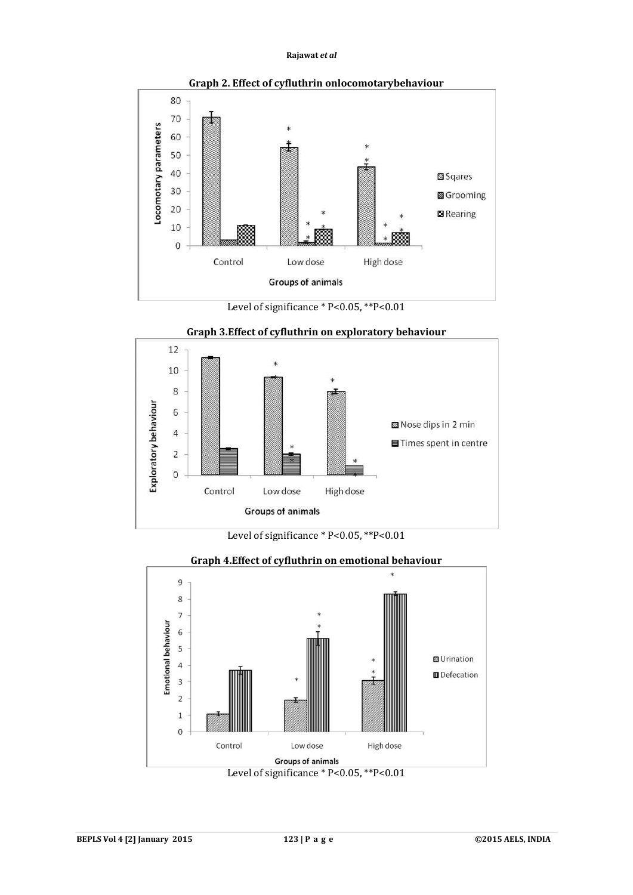**Graph 2. Effect of cyfluthrin onlocomotarybehaviour**

Level of significance * P<0.05, **P<0.01

**Graph 3.Effect of cyfluthrin on exploratory behaviour**

Level of significance * P<0.05, **P<0.01

**Graph 4.Effect of cyfluthrin on emotional behaviour**

Level of significance * P<0.05, **P<0.01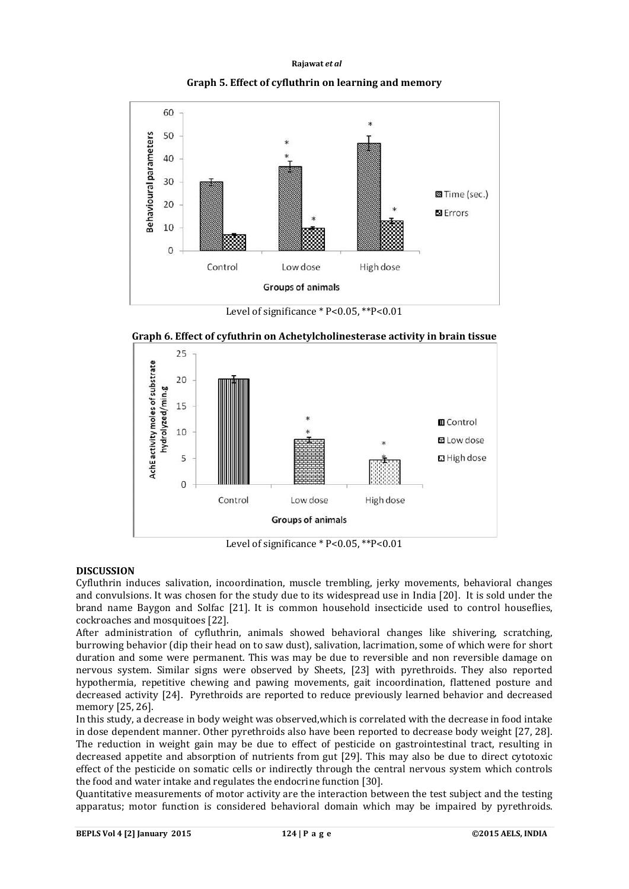**Graph 5. Effect of cyfluthrin on learning and memory**

Level of significance * P<0.05, **P<0.01

**Graph 6. Effect of cyfuthrin on Acetylcholinesterase activity in brain tissue**

Level of significance * P<0.05, **P<0.01

## DISCUSSION

Cyfluthrin induces salivation, incoordination, muscle trembling, jerky movements, behavioral changes and convulsions. It was chosen for the study due to its widespread use in India [20]. It is sold under the brand name Baygon and Solfac [21]. It is common household insecticide used to control houseflies, cockroaches and mosquitoes [22].

After administration of cyfluthrin, animals showed behavioral changes like shivering, scratching, burrowing behavior (dip their head on to saw dust), salivation, lacrimation, some of which were for short duration and some were permanent. This was may be due to reversible and non reversible damage on nervous system. Similar signs were observed by Sheets, [23] with pyrethroids. They also reported hypothermia, repetitive chewing and pawing movements, gait incoordination, flattened posture and decreased activity [24]. Pyrethroids are reported to reduce previously learned behavior and decreased memory [25, 26].

In this study, a decrease in body weight was observed,which is correlated with the decrease in food intake in dose dependent manner. Other pyrethroids also have been reported to decrease body weight [27, 28]. The reduction in weight gain may be due to effect of pesticide on gastrointestinal tract, resulting in decreased appetite and absorption of nutrients from gut [29]. This may also be due to direct cytotoxic effect of the pesticide on somatic cells or indirectly through the central nervous system which controls the food and water intake and regulates the endocrine function [30].

Quantitative measurements of motor activity are the interaction between the test subject and the testing apparatus; motor function is considered behavioral domain which may be impaired by pyrethroids.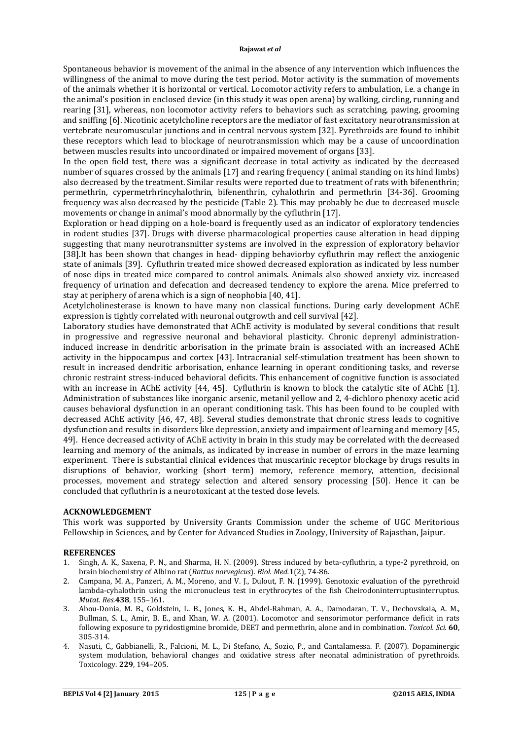Spontaneous behavior is movement of the animal in the absence of any intervention which influences the willingness of the animal to move during the test period. Motor activity is the summation of movements of the animals whether it is horizontal or vertical. Locomotor activity refers to ambulation, i.e. a change in the animal's position in enclosed device (in this study it was open arena) by walking, circling, running and rearing [31], whereas, non locomotor activity refers to behaviors such as scratching, pawing, grooming and sniffing [6]. Nicotinic acetylcholine receptors are the mediator of fast excitatory neurotransmission at vertebrate neuromuscular junctions and in central nervous system [32]. Pyrethroids are found to inhibit these receptors which lead to blockage of neurotransmission which may be a cause of uncoordination between muscles results into uncoordinated or impaired movement of organs [33].

In the open field test, there was a significant decrease in total activity as indicated by the decreased number of squares crossed by the animals [17] and rearing frequency ( animal standing on its hind limbs) also decreased by the treatment. Similar results were reported due to treatment of rats with bifenenthrin; permethrin, cypermetrhrincyhalothrin, bifenenthrin, cyhalothrin and permethrin [34-36]. Grooming frequency was also decreased by the pesticide (Table 2). This may probably be due to decreased muscle movements or change in animal's mood abnormally by the cyfluthrin [17].

Exploration or head dipping on a hole-board is frequently used as an indicator of exploratory tendencies in rodent studies [37]. Drugs with diverse pharmacological properties cause alteration in head dipping suggesting that many neurotransmitter systems are involved in the expression of exploratory behavior [38].It has been shown that changes in head- dipping behaviorby cyfluthrin may reflect the anxiogenic state of animals [39]. Cyfluthrin treated mice showed decreased exploration as indicated by less number of nose dips in treated mice compared to control animals. Animals also showed anxiety viz. increased frequency of urination and defecation and decreased tendency to explore the arena. Mice preferred to stay at periphery of arena which is a sign of neophobia [40, 41].

Acetylcholinesterase is known to have many non classical functions. During early development AChE expression is tightly correlated with neuronal outgrowth and cell survival [42].

Laboratory studies have demonstrated that AChE activity is modulated by several conditions that result in progressive and regressive neuronal and behavioral plasticity. Chronic deprenyl administration-induced increase in dendritic arborisation in the primate brain is associated with an increased AChE activity in the hippocampus and cortex [43]. Intracranial self-stimulation treatment has been shown to result in increased dendritic arborisation, enhance learning in operant conditioning tasks, and reverse chronic restraint stress-induced behavioral deficits. This enhancement of cognitive function is associated with an increase in AChE activity [44, 45]. Cyfluthrin is known to block the catalytic site of AChE [1]. Administration of substances like inorganic arsenic, metanil yellow and 2, 4-dichloro phenoxy acetic acid causes behavioral dysfunction in an operant conditioning task. This has been found to be coupled with decreased AChE activity [46, 47, 48]. Several studies demonstrate that chronic stress leads to cognitive dysfunction and results in disorders like depression, anxiety and impairment of learning and memory [45, 49]. Hence decreased activity of AChE activity in brain in this study may be correlated with the decreased learning and memory of the animals, as indicated by increase in number of errors in the maze learning experiment. There is substantial clinical evidences that muscarinic receptor blockage by drugs results in disruptions of behavior, working (short term) memory, reference memory, attention, decisional processes, movement and strategy selection and altered sensory processing [50]. Hence it can be concluded that cyfluthrin is a neurotoxicant at the tested dose levels.

## ACKNOWLEDGEMENT

This work was supported by University Grants Commission under the scheme of UGC Meritorious Fellowship in Sciences, and by Center for Advanced Studies in Zoology, University of Rajasthan, Jaipur.

## REFERENCES

1. Singh, A. K., Saxena, P. N., and Sharma, H. N. (2009). Stress induced by beta-cyfluthrin, a type-2 pyrethroid, on brain biochemistry of Albino rat (*Rattus norvegicus*). *Biol. Med.***1**(2), 74-86.
2. Campana, M. A., Panzeri, A. M., Moreno, and V. J., Dulout, F. N. (1999). Genotoxic evaluation of the pyrethroid lambda-cyhalothrin using the micronucleus test in erythrocytes of the fish Cheirodoninterruptusinterruptus. *Mutat. Res.***438**, 155–161.
3. Abou-Donia, M. B., Goldstein, L. B., Jones, K. H., Abdel-Rahman, A. A., Damodaran, T. V., Dechovskaia, A. M., Bullman, S. L., Amir, B. E., and Khan, W. A. (2001). Locomotor and sensorimotor performance deficit in rats following exposure to pyridostigmine bromide, DEET and permethrin, alone and in combination. *Toxicol. Sci.* **60**, 305-314.
4. Nasuti, C., Gabbianelli, R., Falcioni, M. L., Di Stefano, A., Sozio, P., and Cantalamessa. F. (2007). Dopaminergic system modulation, behavioral changes and oxidative stress after neonatal administration of pyrethroids. Toxicology. **229**, 194–205.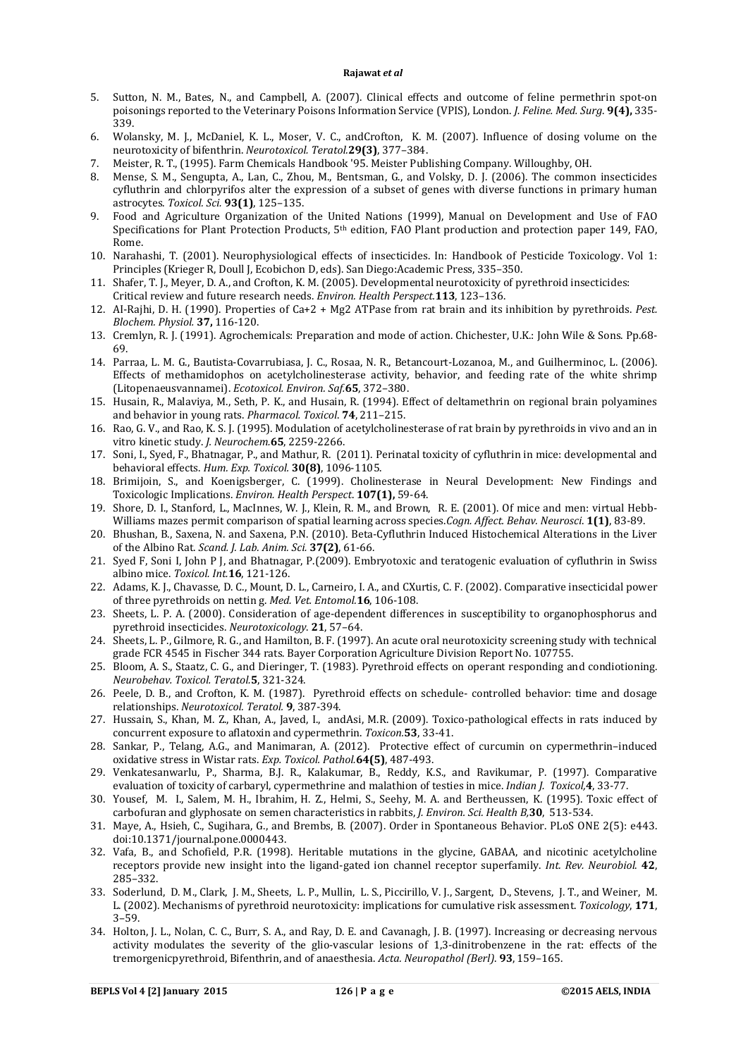5. Sutton, N. M., Bates, N., and Campbell, A. (2007). Clinical effects and outcome of feline permethrin spot-on poisonings reported to the Veterinary Poisons Information Service (VPIS), London. *J. Feline. Med. Surg.* **9(4),** 335-339.
6. Wolansky, M. J., McDaniel, K. L., Moser, V. C., andCrofton, K. M. (2007). Influence of dosing volume on the neurotoxicity of bifenthrin. *Neurotoxicol. Teratol.***29(3)**, 377–384.
7. Meister, R. T., (1995). Farm Chemicals Handbook '95. Meister Publishing Company. Willoughby, OH.
8. Mense, S. M., Sengupta, A., Lan, C., Zhou, M., Bentsman, G., and Volsky, D. J. (2006). The common insecticides cyfluthrin and chlorpyrifos alter the expression of a subset of genes with diverse functions in primary human astrocytes. *Toxicol. Sci.* **93(1)**, 125–135.
9. Food and Agriculture Organization of the United Nations (1999), Manual on Development and Use of FAO Specifications for Plant Protection Products, 5th edition, FAO Plant production and protection paper 149, FAO, Rome.
10. Narahashi, T. (2001). Neurophysiological effects of insecticides. In: Handbook of Pesticide Toxicology. Vol 1: Principles (Krieger R, Doull J, Ecobichon D, eds). San Diego:Academic Press, 335–350.
11. Shafer, T. J., Meyer, D. A., and Crofton, K. M. (2005). Developmental neurotoxicity of pyrethroid insecticides: Critical review and future research needs. *Environ. Health Perspect.***113**, 123–136.
12. Al-Rajhi, D. H. (1990). Properties of Ca+2 + Mg2 ATPase from rat brain and its inhibition by pyrethroids. *Pest. Biochem. Physiol.* **37,** 116-120.
13. Cremlyn, R. J. (1991). Agrochemicals: Preparation and mode of action. Chichester, U.K.: John Wile & Sons. Pp.68-69.
14. Parraa, L. M. G., Bautista-Covarrubiasa, J. C., Rosaa, N. R., Betancourt-Lozanoa, M., and Guilherminoc, L. (2006). Effects of methamidophos on acetylcholinesterase activity, behavior, and feeding rate of the white shrimp (Litopenaeusvannamei). *Ecotoxicol. Environ. Saf.***65**, 372–380.
15. Husain, R., Malaviya, M., Seth, P. K., and Husain, R. (1994). Effect of deltamethrin on regional brain polyamines and behavior in young rats. *Pharmacol. Toxicol*. **74**, 211–215.
16. Rao, G. V., and Rao, K. S. J. (1995). Modulation of acetylcholinesterase of rat brain by pyrethroids in vivo and an in vitro kinetic study. *J. Neurochem.***65**, 2259-2266.
17. Soni, I., Syed, F., Bhatnagar, P., and Mathur, R. (2011). Perinatal toxicity of cyfluthrin in mice: developmental and behavioral effects. *Hum. Exp. Toxicol.* **30(8)**, 1096-1105.
18. Brimijoin, S., and Koenigsberger, C. (1999). Cholinesterase in Neural Development: New Findings and Toxicologic Implications. *Environ. Health Perspect*. **107(1),** 59-64.
19. Shore, D. I., Stanford, L., MacInnes, W. J., Klein, R. M., and Brown, R. E. (2001). Of mice and men: virtual Hebb-Williams mazes permit comparison of spatial learning across species.*Cogn. Affect. Behav. Neurosci*. **1(1)**, 83-89.
20. Bhushan, B., Saxena, N. and Saxena, P.N. (2010). Beta-Cyfluthrin Induced Histochemical Alterations in the Liver of the Albino Rat. *Scand. J. Lab. Anim. Sci.* **37(2)**, 61-66.
21. Syed F, Soni I, John P J, and Bhatnagar, P.(2009). Embryotoxic and teratogenic evaluation of cyfluthrin in Swiss albino mice. *Toxicol. Int.***16**, 121-126.
22. Adams, K. J., Chavasse, D. C., Mount, D. L., Carneiro, I. A., and CXurtis, C. F. (2002). Comparative insecticidal power of three pyrethroids on nettin g. *Med. Vet. Entomol.***16**, 106-108.
23. Sheets, L. P. A. (2000). Consideration of age-dependent differences in susceptibility to organophosphorus and pyrethroid insecticides. *Neurotoxicology.* **21**, 57–64.
24. Sheets, L. P., Gilmore, R. G., and Hamilton, B. F. (1997). An acute oral neurotoxicity screening study with technical grade FCR 4545 in Fischer 344 rats. Bayer Corporation Agriculture Division Report No. 107755.
25. Bloom, A. S., Staatz, C. G., and Dieringer, T. (1983). Pyrethroid effects on operant responding and condiotioning. *Neurobehav. Toxicol. Teratol.***5**, 321-324.
26. Peele, D. B., and Crofton, K. M. (1987). Pyrethroid effects on schedule- controlled behavior: time and dosage relationships. *Neurotoxicol. Teratol.* **9**, 387-394.
27. Hussain, S., Khan, M. Z., Khan, A., Javed, I., andAsi, M.R. (2009). Toxico-pathological effects in rats induced by concurrent exposure to aflatoxin and cypermethrin. *Toxicon.***53**, 33-41.
28. Sankar, P., Telang, A.G., and Manimaran, A. (2012). Protective effect of curcumin on cypermethrin–induced oxidative stress in Wistar rats. *Exp. Toxicol. Pathol.***64(5)**, 487-493.
29. Venkatesanwarlu, P., Sharma, B.J. R., Kalakumar, B., Reddy, K.S., and Ravikumar, P. (1997). Comparative evaluation of toxicity of carbaryl, cypermethrine and malathion of testies in mice. *Indian J. Toxicol,***4**, 33-77.
30. Yousef, M. I., Salem, M. H., Ibrahim, H. Z., Helmi, S., Seehy, M. A. and Bertheussen, K. (1995). Toxic effect of carbofuran and glyphosate on semen characteristics in rabbits, *J. Environ. Sci. Health B,***30**, 513-534.
31. Maye, A., Hsieh, C., Sugihara, G., and Brembs, B. (2007). Order in Spontaneous Behavior. PLoS ONE 2(5): e443. doi:10.1371/journal.pone.0000443.
32. Vafa, B., and Schofield, P.R. (1998). Heritable mutations in the glycine, GABAA, and nicotinic acetylcholine receptors provide new insight into the ligand-gated ion channel receptor superfamily. *Int. Rev. Neurobiol.* **42**, 285–332.
33. Soderlund, D. M., Clark, J. M., Sheets, L. P., Mullin, L. S., Piccirillo, V. J., Sargent, D., Stevens, J. T., and Weiner, M. L. (2002). Mechanisms of pyrethroid neurotoxicity: implications for cumulative risk assessment. *Toxicology*, **171**, 3–59.
34. Holton, J. L., Nolan, C. C., Burr, S. A., and Ray, D. E. and Cavanagh, J. B. (1997). Increasing or decreasing nervous activity modulates the severity of the glio-vascular lesions of 1,3-dinitrobenzene in the rat: effects of the tremorgenicpyrethroid, Bifenthrin, and of anaesthesia. *Acta. Neuropathol (Berl)*. **93**, 159–165.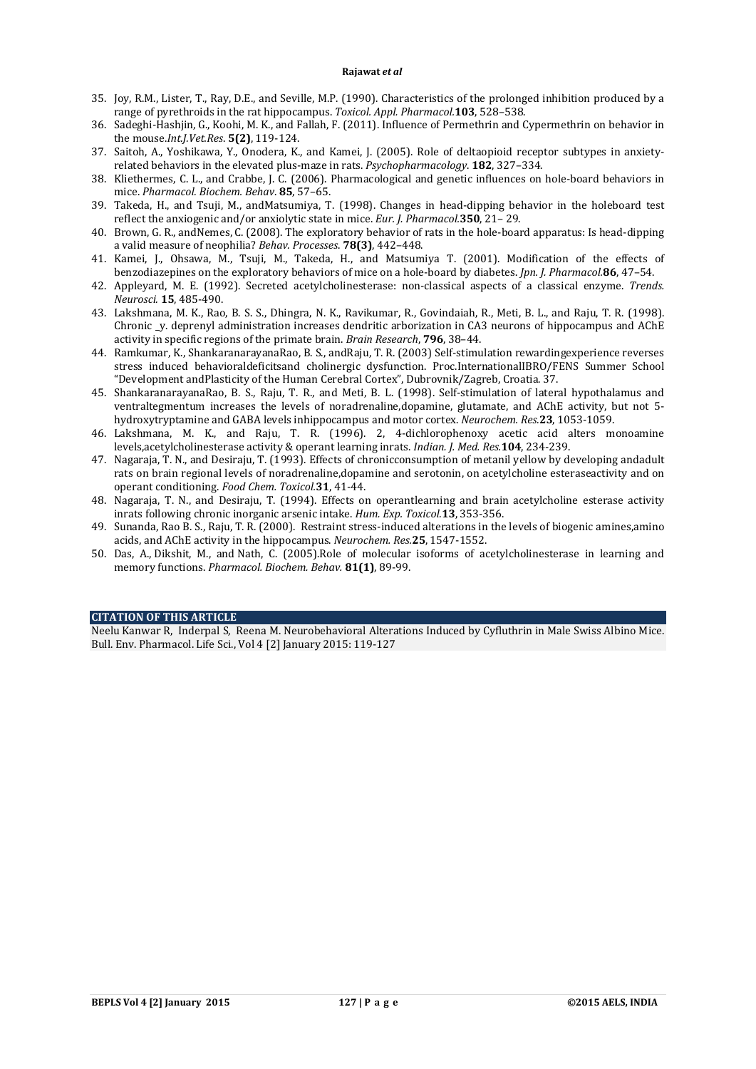35. Joy, R.M., Lister, T., Ray, D.E., and Seville, M.P. (1990). Characteristics of the prolonged inhibition produced by a range of pyrethroids in the rat hippocampus. *Toxicol. Appl. Pharmacol.* **103**, 528–538.
36. Sadeghi-Hashjin, G., Koohi, M. K., and Fallah, F. (2011). Influence of Permethrin and Cypermethrin on behavior in the mouse.*Int.J.Vet.Res*. **5(2)**, 119-124.
37. Saitoh, A., Yoshikawa, Y., Onodera, K., and Kamei, J. (2005). Role of deltaopioid receptor subtypes in anxiety-related behaviors in the elevated plus-maze in rats. *Psychopharmacology*. **182**, 327–334.
38. Kliethermes, C. L., and Crabbe, J. C. (2006). Pharmacological and genetic influences on hole-board behaviors in mice. *Pharmacol. Biochem. Behav*. **85**, 57–65.
39. Takeda, H., and Tsuji, M., andMatsumiya, T. (1998). Changes in head-dipping behavior in the holeboard test reflect the anxiogenic and/or anxiolytic state in mice. *Eur. J. Pharmacol.***350**, 21– 29.
40. Brown, G. R., andNemes, C. (2008). The exploratory behavior of rats in the hole-board apparatus: Is head-dipping a valid measure of neophilia? *Behav. Processes*. **78(3)**, 442–448.
41. Kamei, J., Ohsawa, M., Tsuji, M., Takeda, H., and Matsumiya T. (2001). Modification of the effects of benzodiazepines on the exploratory behaviors of mice on a hole-board by diabetes. *Jpn. J. Pharmacol.***86**, 47–54.
42. Appleyard, M. E. (1992). Secreted acetylcholinesterase: non-classical aspects of a classical enzyme. *Trends. Neurosci.* **15**, 485-490.
43. Lakshmana, M. K., Rao, B. S. S., Dhingra, N. K., Ravikumar, R., Govindaiah, R., Meti, B. L., and Raju, T. R. (1998). Chronic _y. deprenyl administration increases dendritic arborization in CA3 neurons of hippocampus and AChE activity in specific regions of the primate brain. *Brain Research*, **796**, 38–44.
44. Ramkumar, K., ShankaranarayanaRao, B. S., andRaju, T. R. (2003) Self-stimulation rewardingexperience reverses stress induced behavioraldeficitsand cholinergic dysfunction. Proc.InternationalIBRO/FENS Summer School "Development andPlasticity of the Human Cerebral Cortex", Dubrovnik/Zagreb, Croatia. 37.
45. ShankaranarayanaRao, B. S., Raju, T. R., and Meti, B. L. (1998). Self-stimulation of lateral hypothalamus and ventraltegmentum increases the levels of noradrenaline,dopamine, glutamate, and AChE activity, but not 5-hydroxytryptamine and GABA levels inhippocampus and motor cortex. *Neurochem. Res.***23**, 1053-1059.
46. Lakshmana, M. K., and Raju, T. R. (1996). 2, 4-dichlorophenoxy acetic acid alters monoamine levels,acetylcholinesterase activity & operant learning inrats. *Indian. J. Med. Res.***104**, 234-239.
47. Nagaraja, T. N., and Desiraju, T. (1993). Effects of chronicconsumption of metanil yellow by developing andadult rats on brain regional levels of noradrenaline,dopamine and serotonin, on acetylcholine esteraseactivity and on operant conditioning. *Food Chem. Toxicol.***31**, 41-44.
48. Nagaraja, T. N., and Desiraju, T. (1994). Effects on operantlearning and brain acetylcholine esterase activity inrats following chronic inorganic arsenic intake. *Hum. Exp. Toxicol.***13**, 353-356.
49. Sunanda, Rao B. S., Raju, T. R. (2000). Restraint stress-induced alterations in the levels of biogenic amines,amino acids, and AChE activity in the hippocampus. *Neurochem. Res.***25**, 1547-1552.
50. Das, A., Dikshit, M., and Nath, C. (2005).Role of molecular isoforms of acetylcholinesterase in learning and memory functions. *Pharmacol. Biochem. Behav.* **81(1)**, 89-99.

**CITATION OF THIS ARTICLE**

Neelu Kanwar R, Inderpal S, Reena M. Neurobehavioral Alterations Induced by Cyfluthrin in Male Swiss Albino Mice. Bull. Env. Pharmacol. Life Sci., Vol 4 [2] January 2015: 119-127